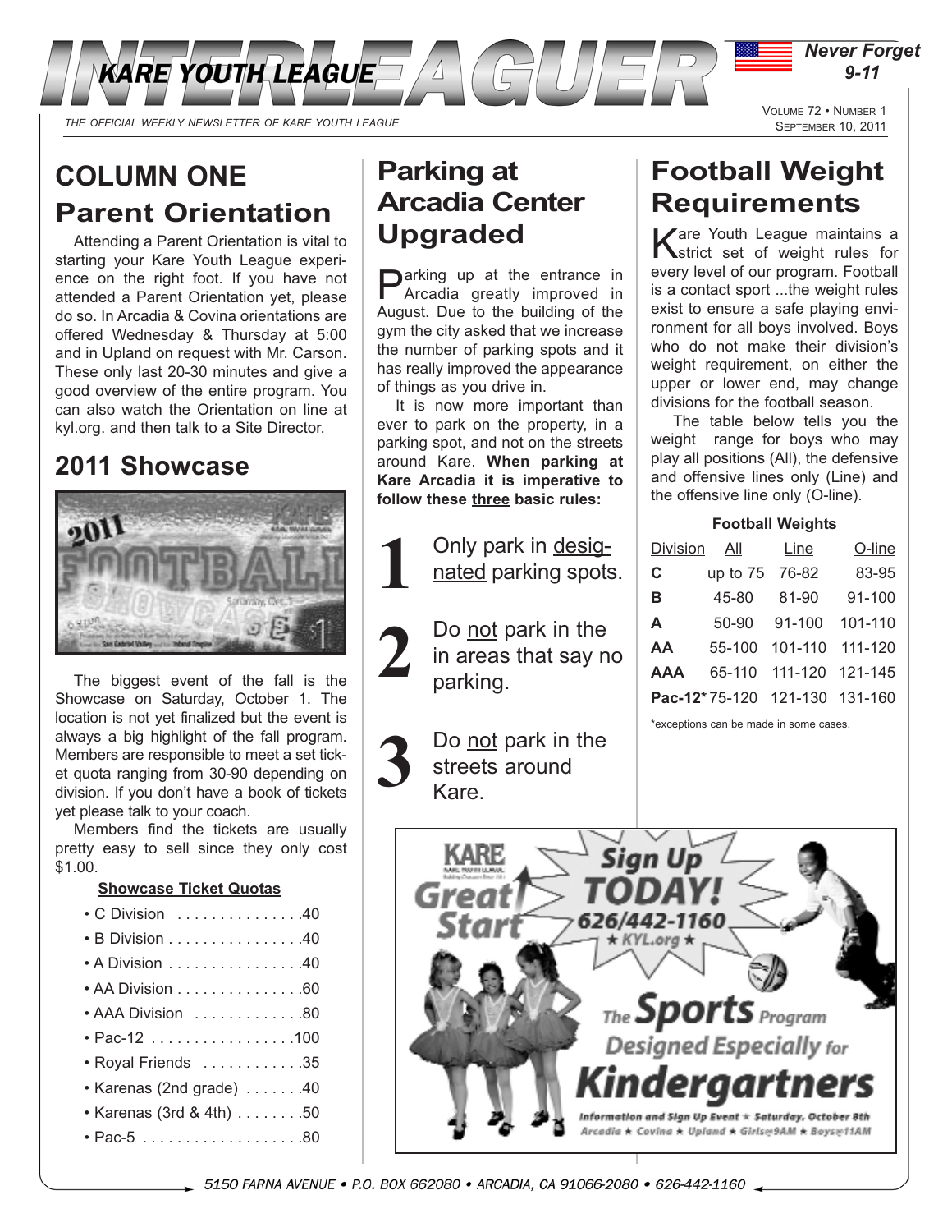# INTERLEAGUER

KARE YOUTH LEAGUE

*Never Forget 9-11*

*THE OFFICIAL WEEKLY NEWSLETTER OF KARE YOUTH LEAGUE*

VOLUME 72 • NUMBER 1
SEPTEMBER 10, 2011

## COLUMN ONE

## Parent Orientation

Attending a Parent Orientation is vital to starting your Kare Youth League experience on the right foot. If you have not attended a Parent Orientation yet, please do so. In Arcadia & Covina orientations are offered Wednesday & Thursday at 5:00 and in Upland on request with Mr. Carson. These only last 20-30 minutes and give a good overview of the entire program. You can also watch the Orientation on line at kyl.org. and then talk to a Site Director.

## 2011 Showcase

The biggest event of the fall is the Showcase on Saturday, October 1. The location is not yet finalized but the event is always a big highlight of the fall program. Members are responsible to meet a set ticket quota ranging from 30-90 depending on division. If you don't have a book of tickets yet please talk to your coach.

Members find the tickets are usually pretty easy to sell since they only cost $1.00.

**Showcase Ticket Quotas**

- C Division . . . . . . . . . . . . . . .40
- B Division . . . . . . . . . . . . . . . .40
- A Division . . . . . . . . . . . . . . . .40
- AA Division . . . . . . . . . . . . . . .60
- AAA Division . . . . . . . . . . . . .80
- Pac-12 . . . . . . . . . . . . . . . . .100
- Royal Friends . . . . . . . . . . . .35
- Karenas (2nd grade) . . . . . . .40
- Karenas (3rd & 4th) . . . . . . . .50
- Pac-5 . . . . . . . . . . . . . . . . . . .80

## Parking at Arcadia Center Upgraded

Parking up at the entrance in Arcadia greatly improved in August. Due to the building of the gym the city asked that we increase the number of parking spots and it has really improved the appearance of things as you drive in.

It is now more important than ever to park on the property, in a parking spot, and not on the streets around Kare. **When parking at Kare Arcadia it is imperative to follow these three basic rules:**

1. Only park in designated parking spots.
2. Do not park in the in areas that say no parking.
3. Do not park in the streets around Kare.

## Football Weight Requirements

Kare Youth League maintains a strict set of weight rules for every level of our program. Football is a contact sport ...the weight rules exist to ensure a safe playing environment for all boys involved. Boys who do not make their division's weight requirement, on either the upper or lower end, may change divisions for the football season.

The table below tells you the weight range for boys who may play all positions (All), the defensive and offensive lines only (Line) and the offensive line only (O-line).

**Football Weights**

| Division | All | Line | O-line |
|---|---|---|---|
| C | up to 75 | 76-82 | 83-95 |
| B | 45-80 | 81-90 | 91-100 |
| A | 50-90 | 91-100 | 101-110 |
| AA | 55-100 | 101-110 | 111-120 |
| AAA | 65-110 | 111-120 | 121-145 |
| Pac-12* | 75-120 | 121-130 | 131-160 |

*exceptions can be made in some cases.

KARE Great Start

Sign Up TODAY! 626/442-1160 ★ KYL.org ★

The Sports Program Designed Especially for Kindergartners

Information and Sign Up Event ★ Saturday, October 8th
Arcadia ★ Covina ★ Upland ★ Girls@9AM ★ Boys@11AM

5150 FARNA AVENUE • P.O. BOX 662080 • ARCADIA, CA 91066-2080 • 626-442-1160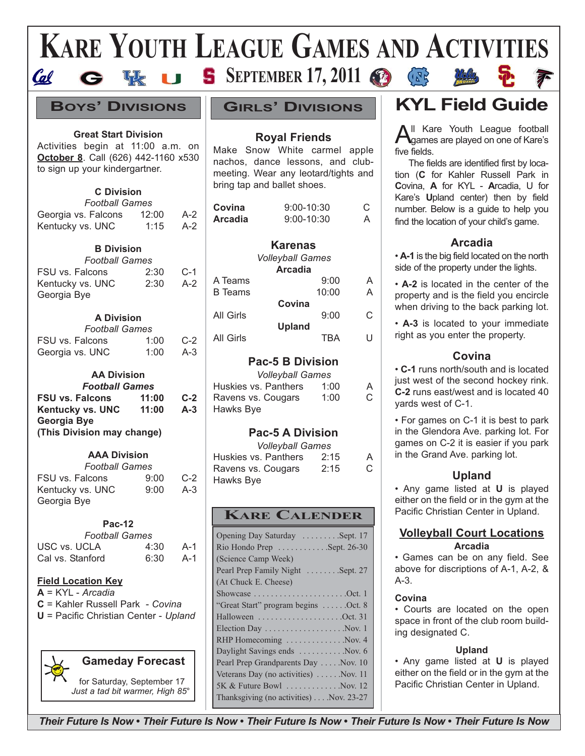# KARE YOUTH LEAGUE GAMES AND ACTIVITIES

## SEPTEMBER 17, 2011

## BOYS' DIVISIONS

### Great Start Division

Activities begin at 11:00 a.m. on **October 8**. Call (626) 442-1160 x530 to sign up your kindergartner.

### C Division

*Football Games*

| | | |
|---|---|---|
| Georgia vs. Falcons | 12:00 | A-2 |
| Kentucky vs. UNC | 1:15 | A-2 |

### B Division

*Football Games*

| | | |
|---|---|---|
| FSU vs. Falcons | 2:30 | C-1 |
| Kentucky vs. UNC | 2:30 | A-2 |
| Georgia Bye | | |

### A Division

*Football Games*

| | | |
|---|---|---|
| FSU vs. Falcons | 1:00 | C-2 |
| Georgia vs. UNC | 1:00 | A-3 |

### AA Division

***Football Games***

| | | |
|---|---|---|
| **FSU vs. Falcons** | **11:00** | **C-2** |
| **Kentucky vs. UNC** | **11:00** | **A-3** |
| **Georgia Bye** | | |

**(This Division may change)**

### AAA Division

*Football Games*

| | | |
|---|---|---|
| FSU vs. Falcons | 9:00 | C-2 |
| Kentucky vs. UNC | 9:00 | A-3 |
| Georgia Bye | | |

### Pac-12

*Football Games*

| | | |
|---|---|---|
| USC vs. UCLA | 4:30 | A-1 |
| Cal vs. Stanford | 6:30 | A-1 |

**Field Location Key**

**A** = KYL - *Arcadia*
**C** = Kahler Russell Park - *Covina*
**U** = Pacific Christian Center - *Upland*

**Gameday Forecast**

for Saturday, September 17
*Just a tad bit warmer, High 85°*

## GIRLS' DIVISIONS

### Royal Friends

Make Snow White carmel apple nachos, dance lessons, and club-meeting. Wear any leotard/tights and bring tap and ballet shoes.

| | | |
|---|---|---|
| **Covina** | 9:00-10:30 | C |
| **Arcadia** | 9:00-10:30 | A |

### Karenas

*Volleyball Games*

| | | |
|---|---|---|
| **Arcadia** | | |
| A Teams | 9:00 | A |
| B Teams | 10:00 | A |
| **Covina** | | |
| All Girls | 9:00 | C |
| **Upland** | | |
| All Girls | TBA | U |

### Pac-5 B Division

*Volleyball Games*

| | | |
|---|---|---|
| Huskies vs. Panthers | 1:00 | A |
| Ravens vs. Cougars | 1:00 | C |
| Hawks Bye | | |

### Pac-5 A Division

*Volleyball Games*

| | | |
|---|---|---|
| Huskies vs. Panthers | 2:15 | A |
| Ravens vs. Cougars | 2:15 | C |
| Hawks Bye | | |

## KARE CALENDER

| | |
|---|---|
| Opening Day Saturday | Sept. 17 |
| Rio Hondo Prep (Science Camp Week) | Sept. 26-30 |
| Pearl Prep Family Night (At Chuck E. Cheese) | Sept. 27 |
| Showcase | Oct. 1 |
| "Great Start" program begins | Oct. 8 |
| Halloween | Oct. 31 |
| Election Day | Nov. 1 |
| RHP Homecoming | Nov. 4 |
| Daylight Savings ends | Nov. 6 |
| Pearl Prep Grandparents Day | Nov. 10 |
| Veterans Day (no activities) | Nov. 11 |
| 5K & Future Bowl | Nov. 12 |
| Thanksgiving (no activities) | Nov. 23-27 |

## KYL Field Guide

All Kare Youth League football games are played on one of Kare's five fields.

The fields are identified first by location (**C** for Kahler Russell Park in **C**ovina, **A** for KYL - **A**rcadia, U for Kare's **U**pland center) then by field number. Below is a guide to help you find the location of your child's game.

### Arcadia

- **A-1** is the big field located on the north side of the property under the lights.
- **A-2** is located in the center of the property and is the field you encircle when driving to the back parking lot.
- **A-3** is located to your immediate right as you enter the property.

### Covina

- **C-1** runs north/south and is located just west of the second hockey rink. **C-2** runs east/west and is located 40 yards west of C-1.
- For games on C-1 it is best to park in the Glendora Ave. parking lot. For games on C-2 it is easier if you park in the Grand Ave. parking lot.

### Upland

- Any game listed at **U** is played either on the field or in the gym at the Pacific Christian Center in Upland.

### Volleyball Court Locations

**Arcadia**

- Games can be on any field. See above for discriptions of A-1, A-2, & A-3.

**Covina**

- Courts are located on the open space in front of the club room building designated C.

**Upland**

- Any game listed at **U** is played either on the field or in the gym at the Pacific Christian Center in Upland.

***Their Future Is Now • Their Future Is Now • Their Future Is Now • Their Future Is Now • Their Future Is Now***